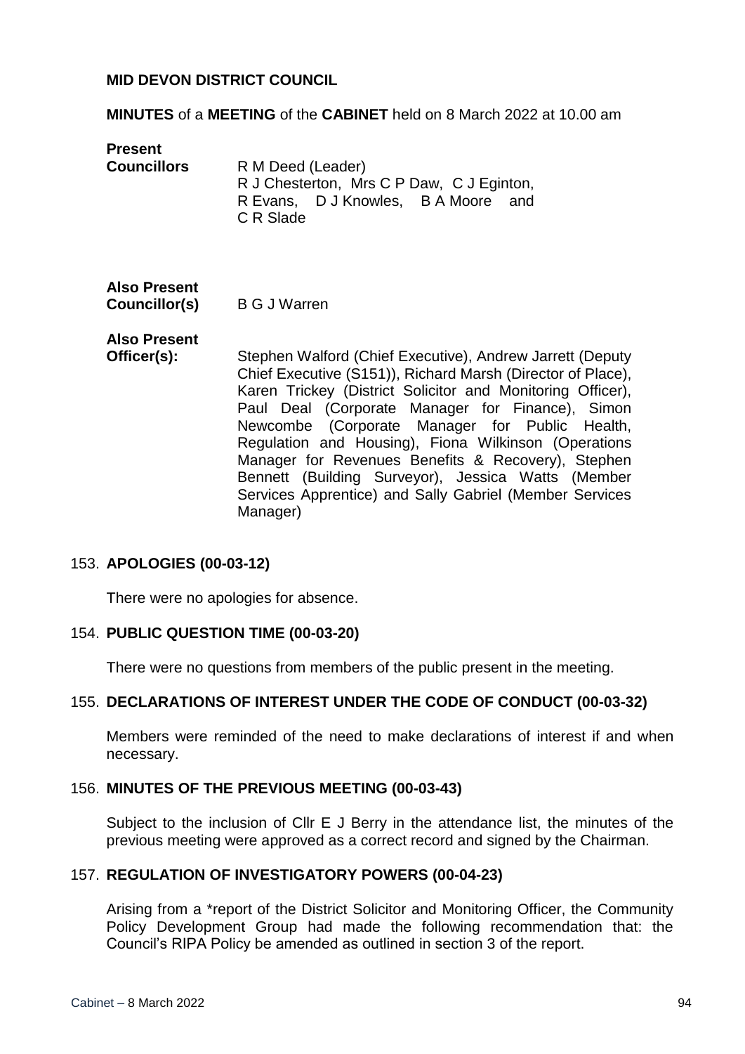**MID DEVON DISTRICT COUNCIL**

**MINUTES** of a **MEETING** of the **CABINET** held on 8 March 2022 at 10.00 am

**Present**
**Councillors** R M Deed (Leader)
R J Chesterton, Mrs C P Daw, C J Eginton, R Evans, D J Knowles, B A Moore and C R Slade

**Also Present**
**Councillor(s)** B G J Warren

**Also Present**
**Officer(s):** Stephen Walford (Chief Executive), Andrew Jarrett (Deputy Chief Executive (S151)), Richard Marsh (Director of Place), Karen Trickey (District Solicitor and Monitoring Officer), Paul Deal (Corporate Manager for Finance), Simon Newcombe (Corporate Manager for Public Health, Regulation and Housing), Fiona Wilkinson (Operations Manager for Revenues Benefits & Recovery), Stephen Bennett (Building Surveyor), Jessica Watts (Member Services Apprentice) and Sally Gabriel (Member Services Manager)

### 153. **APOLOGIES (00-03-12)**

There were no apologies for absence.

### 154. **PUBLIC QUESTION TIME (00-03-20)**

There were no questions from members of the public present in the meeting.

### 155. **DECLARATIONS OF INTEREST UNDER THE CODE OF CONDUCT (00-03-32)**

Members were reminded of the need to make declarations of interest if and when necessary.

### 156. **MINUTES OF THE PREVIOUS MEETING (00-03-43)**

Subject to the inclusion of Cllr E J Berry in the attendance list, the minutes of the previous meeting were approved as a correct record and signed by the Chairman.

### 157. **REGULATION OF INVESTIGATORY POWERS (00-04-23)**

Arising from a *report of the District Solicitor and Monitoring Officer, the Community Policy Development Group had made the following recommendation that: the Council's RIPA Policy be amended as outlined in section 3 of the report.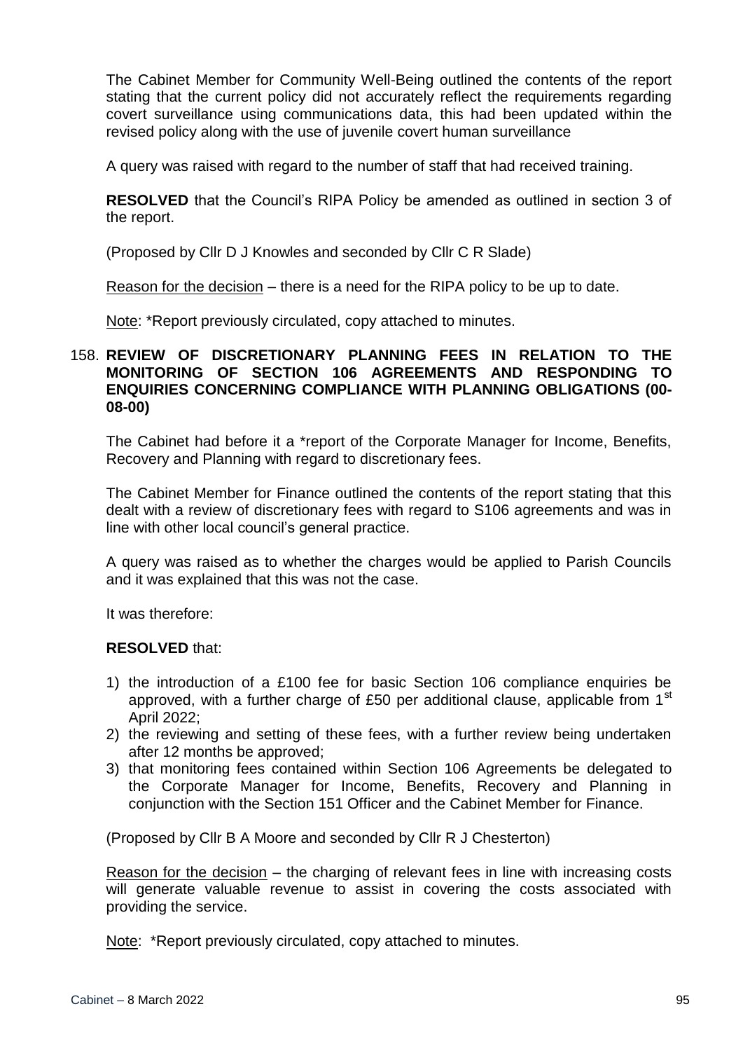The Cabinet Member for Community Well-Being outlined the contents of the report stating that the current policy did not accurately reflect the requirements regarding covert surveillance using communications data, this had been updated within the revised policy along with the use of juvenile covert human surveillance

A query was raised with regard to the number of staff that had received training.

**RESOLVED** that the Council's RIPA Policy be amended as outlined in section 3 of the report.

(Proposed by Cllr D J Knowles and seconded by Cllr C R Slade)

Reason for the decision – there is a need for the RIPA policy to be up to date.

Note: *Report previously circulated, copy attached to minutes.

### 158. REVIEW OF DISCRETIONARY PLANNING FEES IN RELATION TO THE MONITORING OF SECTION 106 AGREEMENTS AND RESPONDING TO ENQUIRIES CONCERNING COMPLIANCE WITH PLANNING OBLIGATIONS (00-08-00)

The Cabinet had before it a *report of the Corporate Manager for Income, Benefits, Recovery and Planning with regard to discretionary fees.

The Cabinet Member for Finance outlined the contents of the report stating that this dealt with a review of discretionary fees with regard to S106 agreements and was in line with other local council's general practice.

A query was raised as to whether the charges would be applied to Parish Councils and it was explained that this was not the case.

It was therefore:

**RESOLVED** that:

1) the introduction of a £100 fee for basic Section 106 compliance enquiries be approved, with a further charge of £50 per additional clause, applicable from 1st April 2022;
2) the reviewing and setting of these fees, with a further review being undertaken after 12 months be approved;
3) that monitoring fees contained within Section 106 Agreements be delegated to the Corporate Manager for Income, Benefits, Recovery and Planning in conjunction with the Section 151 Officer and the Cabinet Member for Finance.

(Proposed by Cllr B A Moore and seconded by Cllr R J Chesterton)

Reason for the decision – the charging of relevant fees in line with increasing costs will generate valuable revenue to assist in covering the costs associated with providing the service.

Note: *Report previously circulated, copy attached to minutes.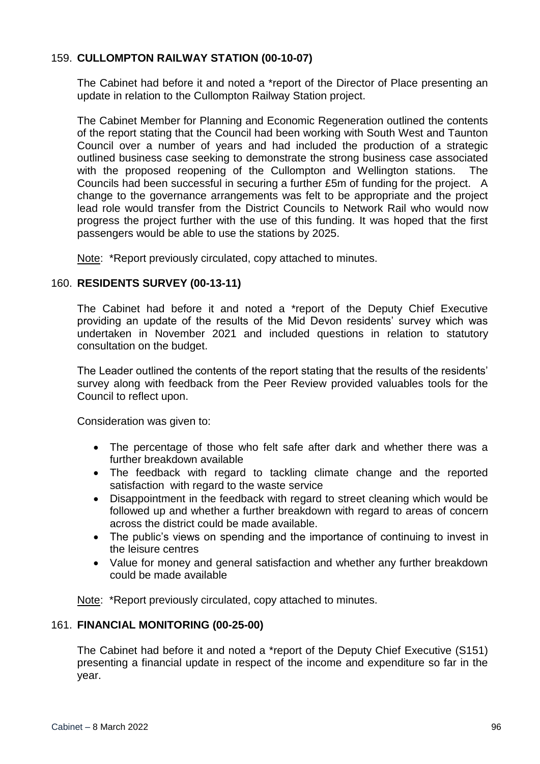### 159. **CULLOMPTON RAILWAY STATION (00-10-07)**

The Cabinet had before it and noted a *report of the Director of Place presenting an update in relation to the Cullompton Railway Station project.

The Cabinet Member for Planning and Economic Regeneration outlined the contents of the report stating that the Council had been working with South West and Taunton Council over a number of years and had included the production of a strategic outlined business case seeking to demonstrate the strong business case associated with the proposed reopening of the Cullompton and Wellington stations. The Councils had been successful in securing a further £5m of funding for the project. A change to the governance arrangements was felt to be appropriate and the project lead role would transfer from the District Councils to Network Rail who would now progress the project further with the use of this funding. It was hoped that the first passengers would be able to use the stations by 2025.

Note: *Report previously circulated, copy attached to minutes.

### 160. **RESIDENTS SURVEY (00-13-11)**

The Cabinet had before it and noted a *report of the Deputy Chief Executive providing an update of the results of the Mid Devon residents' survey which was undertaken in November 2021 and included questions in relation to statutory consultation on the budget.

The Leader outlined the contents of the report stating that the results of the residents' survey along with feedback from the Peer Review provided valuables tools for the Council to reflect upon.

Consideration was given to:

- The percentage of those who felt safe after dark and whether there was a further breakdown available
- The feedback with regard to tackling climate change and the reported satisfaction with regard to the waste service
- Disappointment in the feedback with regard to street cleaning which would be followed up and whether a further breakdown with regard to areas of concern across the district could be made available.
- The public's views on spending and the importance of continuing to invest in the leisure centres
- Value for money and general satisfaction and whether any further breakdown could be made available

Note: *Report previously circulated, copy attached to minutes.

### 161. **FINANCIAL MONITORING (00-25-00)**

The Cabinet had before it and noted a *report of the Deputy Chief Executive (S151) presenting a financial update in respect of the income and expenditure so far in the year.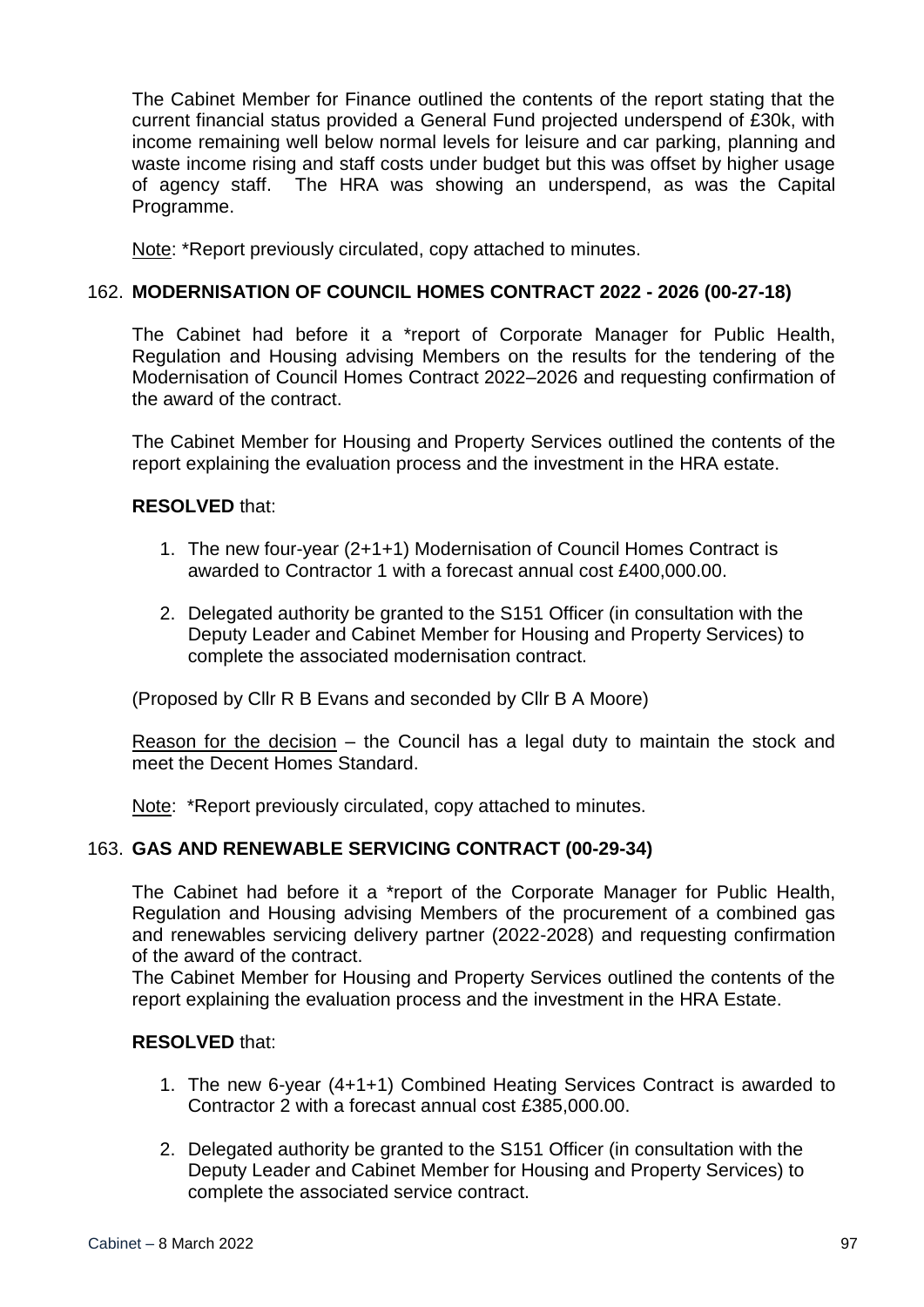The Cabinet Member for Finance outlined the contents of the report stating that the current financial status provided a General Fund projected underspend of £30k, with income remaining well below normal levels for leisure and car parking, planning and waste income rising and staff costs under budget but this was offset by higher usage of agency staff. The HRA was showing an underspend, as was the Capital Programme.

Note: *Report previously circulated, copy attached to minutes.

## 162. MODERNISATION OF COUNCIL HOMES CONTRACT 2022 - 2026 (00-27-18)

The Cabinet had before it a *report of Corporate Manager for Public Health, Regulation and Housing advising Members on the results for the tendering of the Modernisation of Council Homes Contract 2022–2026 and requesting confirmation of the award of the contract.

The Cabinet Member for Housing and Property Services outlined the contents of the report explaining the evaluation process and the investment in the HRA estate.

**RESOLVED** that:

1. The new four-year (2+1+1) Modernisation of Council Homes Contract is awarded to Contractor 1 with a forecast annual cost £400,000.00.
2. Delegated authority be granted to the S151 Officer (in consultation with the Deputy Leader and Cabinet Member for Housing and Property Services) to complete the associated modernisation contract.

(Proposed by Cllr R B Evans and seconded by Cllr B A Moore)

Reason for the decision – the Council has a legal duty to maintain the stock and meet the Decent Homes Standard.

Note: *Report previously circulated, copy attached to minutes.

## 163. GAS AND RENEWABLE SERVICING CONTRACT (00-29-34)

The Cabinet had before it a *report of the Corporate Manager for Public Health, Regulation and Housing advising Members of the procurement of a combined gas and renewables servicing delivery partner (2022-2028) and requesting confirmation of the award of the contract.
The Cabinet Member for Housing and Property Services outlined the contents of the report explaining the evaluation process and the investment in the HRA Estate.

**RESOLVED** that:

1. The new 6-year (4+1+1) Combined Heating Services Contract is awarded to Contractor 2 with a forecast annual cost £385,000.00.
2. Delegated authority be granted to the S151 Officer (in consultation with the Deputy Leader and Cabinet Member for Housing and Property Services) to complete the associated service contract.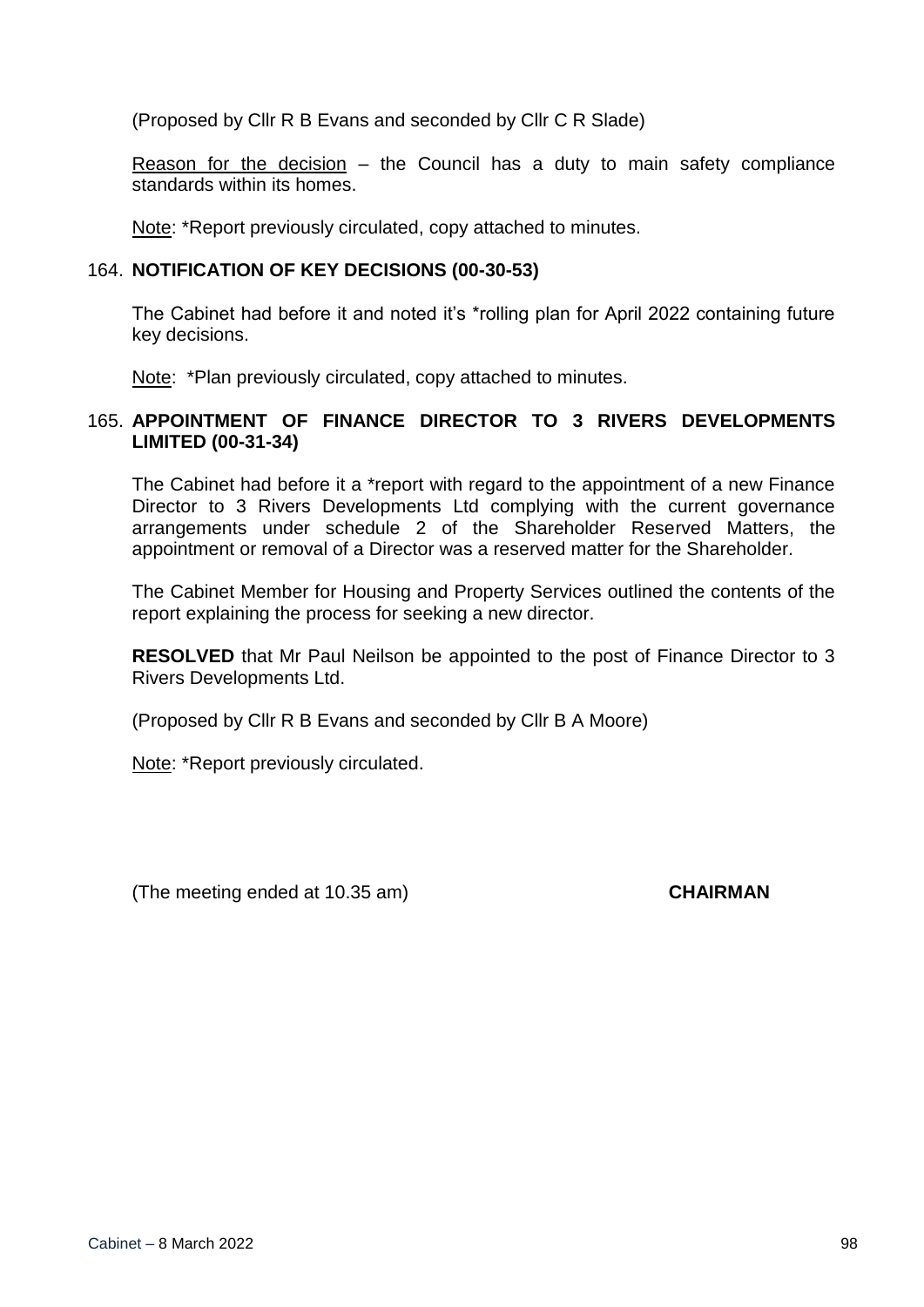(Proposed by Cllr R B Evans and seconded by Cllr C R Slade)

Reason for the decision – the Council has a duty to main safety compliance standards within its homes.

Note: *Report previously circulated, copy attached to minutes.

164. **NOTIFICATION OF KEY DECISIONS (00-30-53)**

The Cabinet had before it and noted it's *rolling plan for April 2022 containing future key decisions.

Note: *Plan previously circulated, copy attached to minutes.

165. **APPOINTMENT OF FINANCE DIRECTOR TO 3 RIVERS DEVELOPMENTS LIMITED (00-31-34)**

The Cabinet had before it a *report with regard to the appointment of a new Finance Director to 3 Rivers Developments Ltd complying with the current governance arrangements under schedule 2 of the Shareholder Reserved Matters, the appointment or removal of a Director was a reserved matter for the Shareholder.

The Cabinet Member for Housing and Property Services outlined the contents of the report explaining the process for seeking a new director.

**RESOLVED** that Mr Paul Neilson be appointed to the post of Finance Director to 3 Rivers Developments Ltd.

(Proposed by Cllr R B Evans and seconded by Cllr B A Moore)

Note: *Report previously circulated.

(The meeting ended at 10.35 am) **CHAIRMAN**